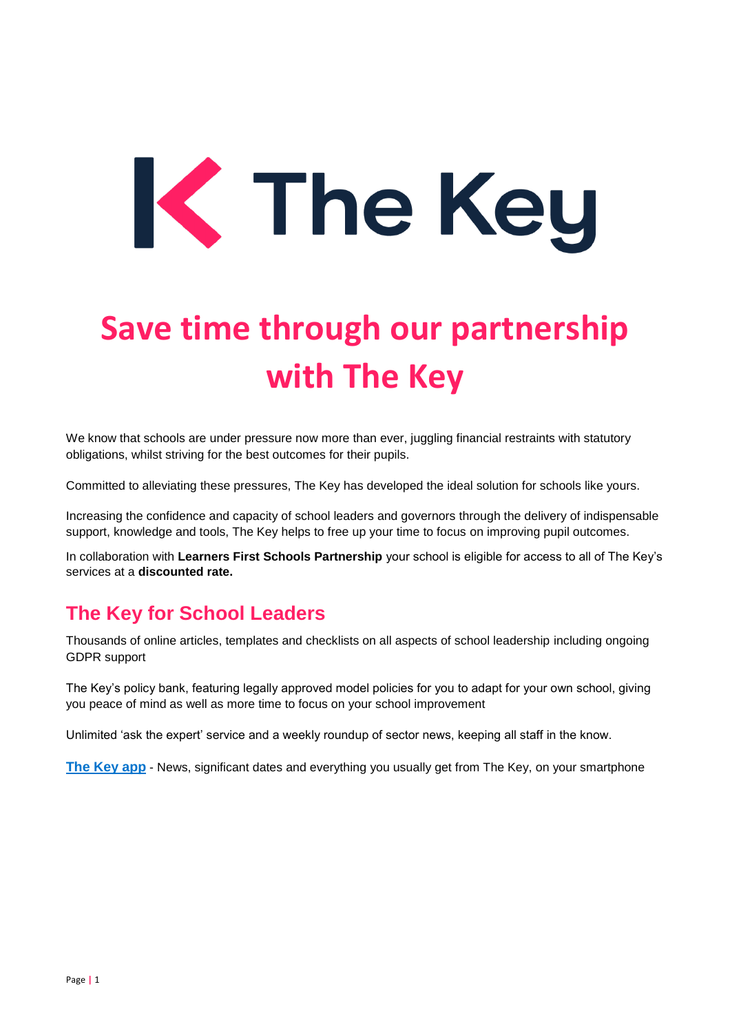# Save time through our partnership with The Key

We know that schools are under pressure now more than ever, juggling financial restraints with statutory obligations, whilst striving for the best outcomes for their pupils.

Committed to alleviating these pressures, The Key has developed the ideal solution for schools like yours.

Increasing the confidence and capacity of school leaders and governors through the delivery of indispensable support, knowledge and tools, The Key helps to free up your time to focus on improving pupil outcomes.

In collaboration with **Learners First Schools Partnership** your school is eligible for access to all of The Key's services at a **discounted rate.**

## The Key for School Leaders

Thousands of online articles, templates and checklists on all aspects of school leadership including ongoing GDPR support

The Key's policy bank, featuring legally approved model policies for you to adapt for your own school, giving you peace of mind as well as more time to focus on your school improvement

Unlimited 'ask the expert' service and a weekly roundup of sector news, keeping all staff in the know.

**The Key app** - News, significant dates and everything you usually get from The Key, on your smartphone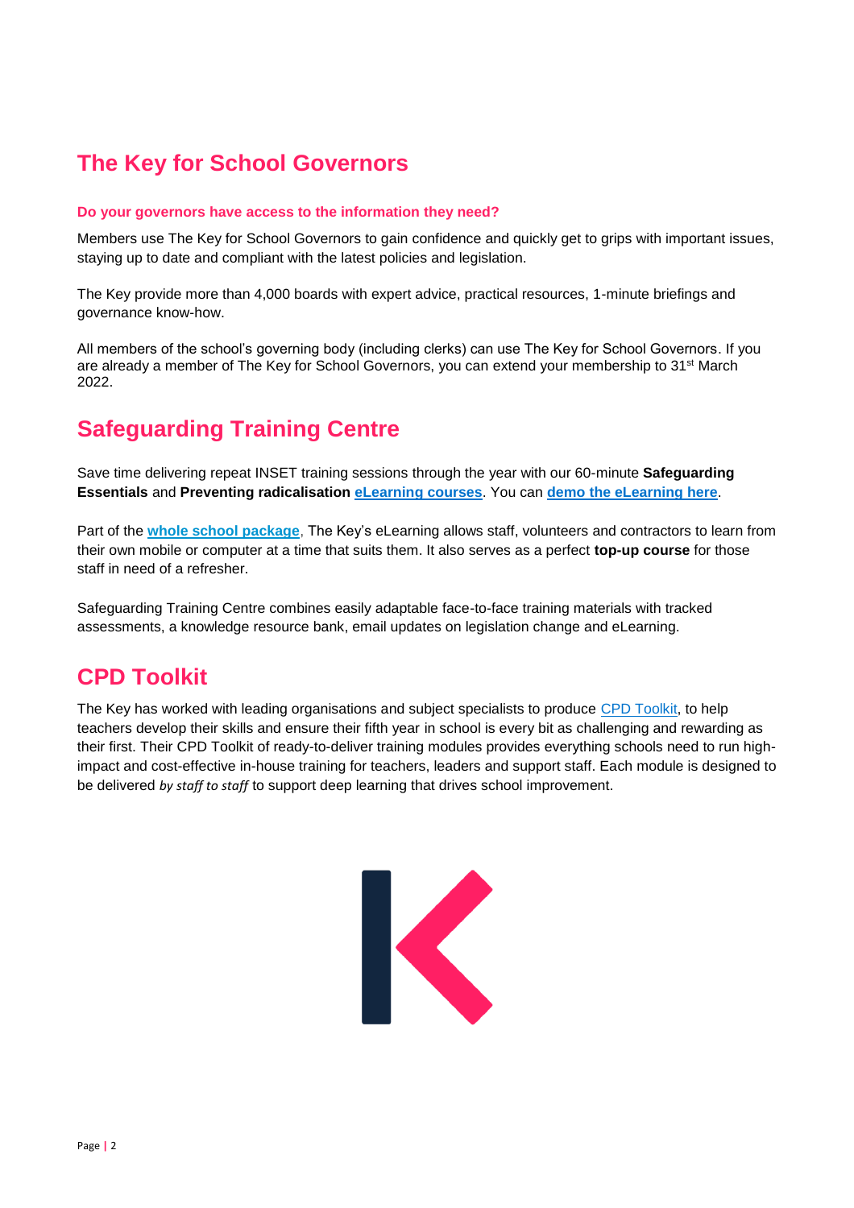## The Key for School Governors

**Do your governors have access to the information they need?**

Members use The Key for School Governors to gain confidence and quickly get to grips with important issues, staying up to date and compliant with the latest policies and legislation.

The Key provide more than 4,000 boards with expert advice, practical resources, 1-minute briefings and governance know-how.

All members of the school's governing body (including clerks) can use The Key for School Governors. If you are already a member of The Key for School Governors, you can extend your membership to 31st March 2022.

## Safeguarding Training Centre

Save time delivering repeat INSET training sessions through the year with our 60-minute **Safeguarding Essentials** and **Preventing radicalisation** **eLearning courses**. You can **demo the eLearning here**.

Part of the **whole school package**, The Key's eLearning allows staff, volunteers and contractors to learn from their own mobile or computer at a time that suits them. It also serves as a perfect **top-up course** for those staff in need of a refresher.

Safeguarding Training Centre combines easily adaptable face-to-face training materials with tracked assessments, a knowledge resource bank, email updates on legislation change and eLearning.

## CPD Toolkit

The Key has worked with leading organisations and subject specialists to produce CPD Toolkit, to help teachers develop their skills and ensure their fifth year in school is every bit as challenging and rewarding as their first. Their CPD Toolkit of ready-to-deliver training modules provides everything schools need to run high-impact and cost-effective in-house training for teachers, leaders and support staff. Each module is designed to be delivered *by staff to staff* to support deep learning that drives school improvement.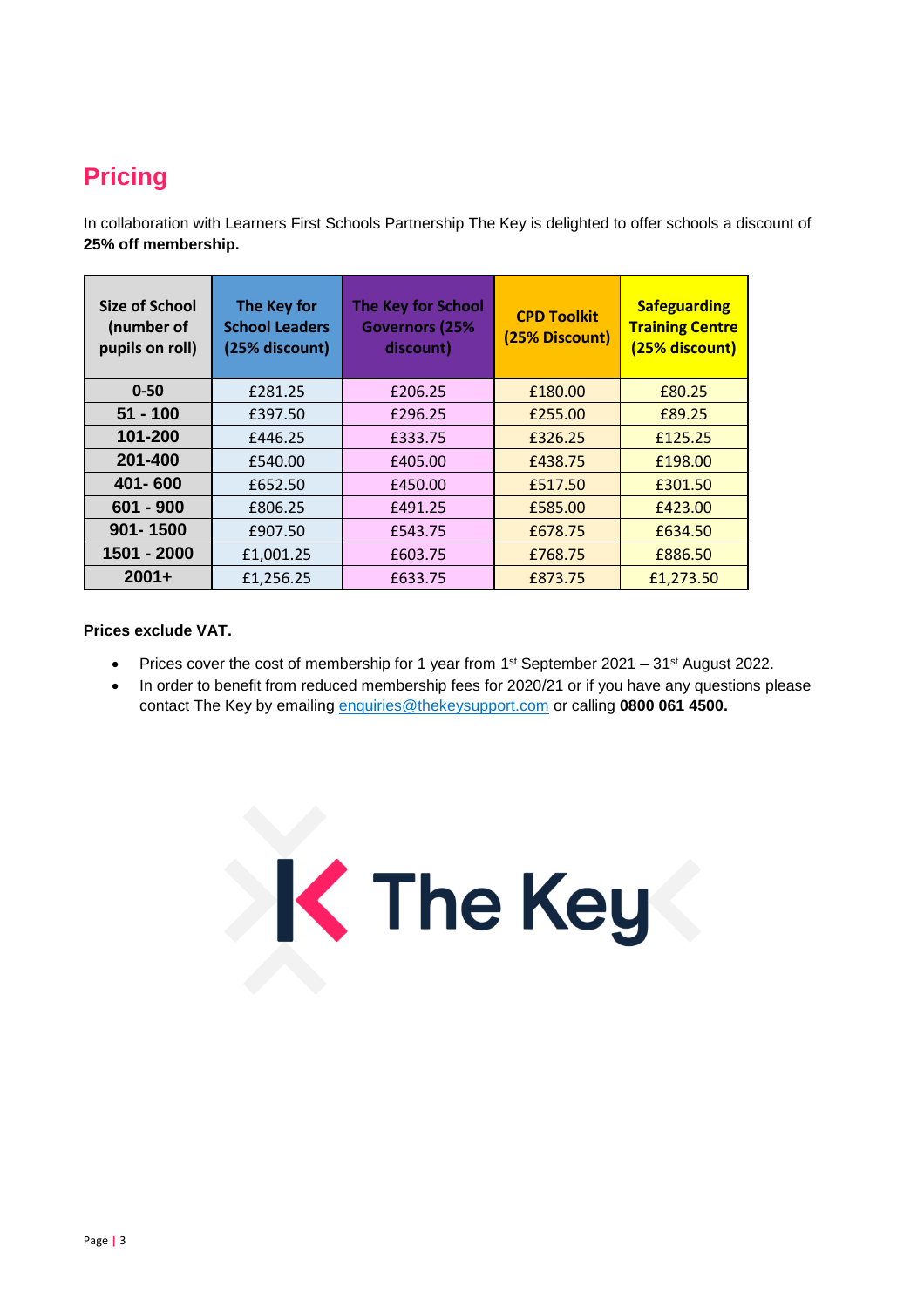## Pricing

In collaboration with Learners First Schools Partnership The Key is delighted to offer schools a discount of **25% off membership.**

| Size of School (number of pupils on roll) | The Key for School Leaders (25% discount) | The Key for School Governors (25% discount) | CPD Toolkit (25% Discount) | Safeguarding Training Centre (25% discount) |
|---|---|---|---|---|
| 0-50 | £281.25 | £206.25 | £180.00 | £80.25 |
| 51 - 100 | £397.50 | £296.25 | £255.00 | £89.25 |
| 101-200 | £446.25 | £333.75 | £326.25 | £125.25 |
| 201-400 | £540.00 | £405.00 | £438.75 | £198.00 |
| 401- 600 | £652.50 | £450.00 | £517.50 | £301.50 |
| 601 - 900 | £806.25 | £491.25 | £585.00 | £423.00 |
| 901- 1500 | £907.50 | £543.75 | £678.75 | £634.50 |
| 1501 - 2000 | £1,001.25 | £603.75 | £768.75 | £886.50 |
| 2001+ | £1,256.25 | £633.75 | £873.75 | £1,273.50 |

**Prices exclude VAT.**

- Prices cover the cost of membership for 1 year from 1st September 2021 – 31st August 2022.
- In order to benefit from reduced membership fees for 2020/21 or if you have any questions please contact The Key by emailing enquiries@thekeysupport.com or calling **0800 061 4500.**

The Key